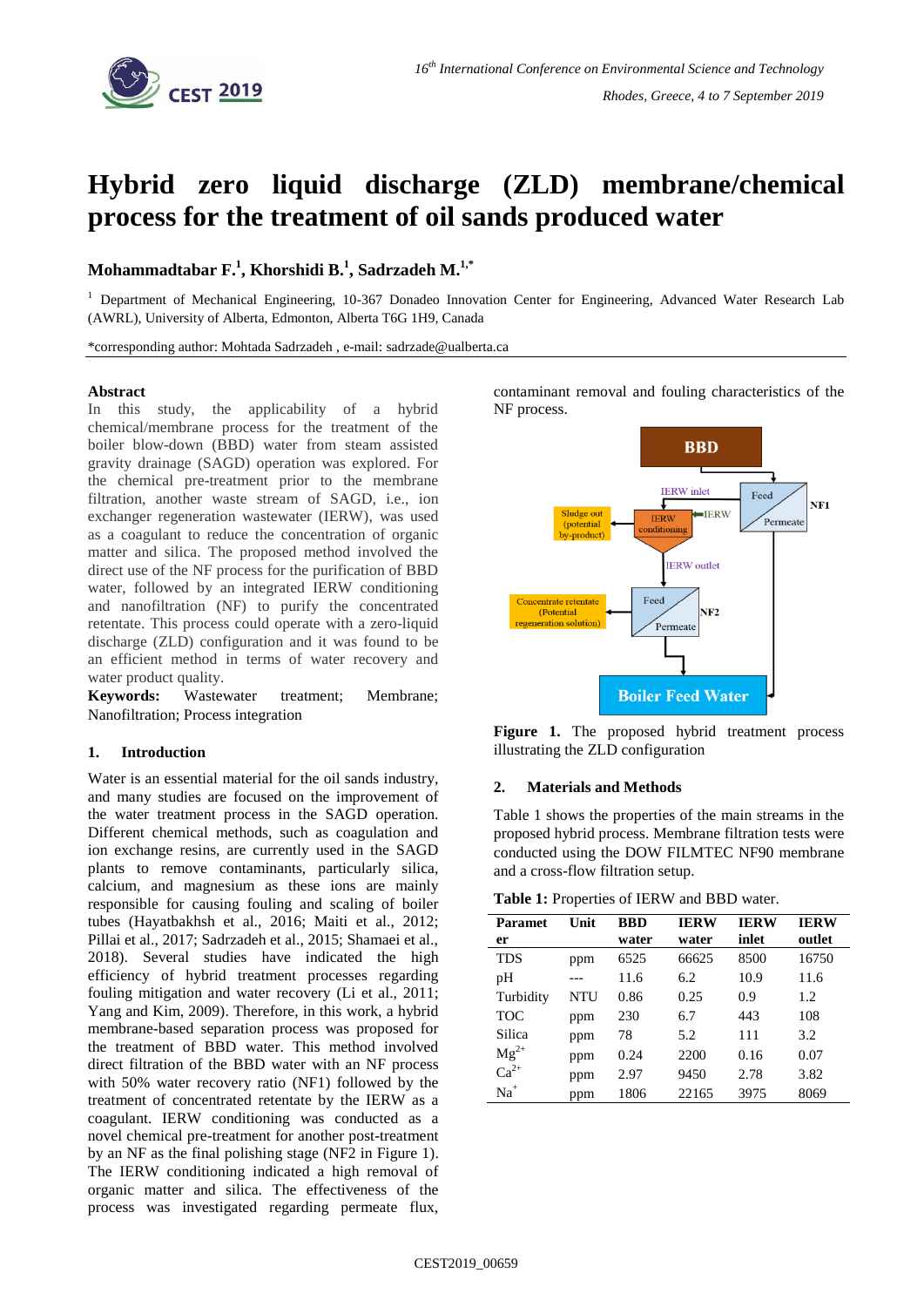# Hybrid zero liquid discharge (ZLD) membrane/chemical process for the treatment of oil sands produced water

**Mohammadtabar F.[1], Khorshidi B.[1], Sadrzadeh M.[1,*]**

[1] Department of Mechanical Engineering, 10-367 Donadeo Innovation Center for Engineering, Advanced Water Research Lab (AWRL), University of Alberta, Edmonton, Alberta T6G 1H9, Canada

*corresponding author: Mohtada Sadrzadeh , e-mail: sadrzade@ualberta.ca

## Abstract

In this study, the applicability of a hybrid chemical/membrane process for the treatment of the boiler blow-down (BBD) water from steam assisted gravity drainage (SAGD) operation was explored. For the chemical pre-treatment prior to the membrane filtration, another waste stream of SAGD, i.e., ion exchanger regeneration wastewater (IERW), was used as a coagulant to reduce the concentration of organic matter and silica. The proposed method involved the direct use of the NF process for the purification of BBD water, followed by an integrated IERW conditioning and nanofiltration (NF) to purify the concentrated retentate. This process could operate with a zero-liquid discharge (ZLD) configuration and it was found to be an efficient method in terms of water recovery and water product quality.

**Keywords:** Wastewater treatment; Membrane; Nanofiltration; Process integration

## 1. Introduction

Water is an essential material for the oil sands industry, and many studies are focused on the improvement of the water treatment process in the SAGD operation. Different chemical methods, such as coagulation and ion exchange resins, are currently used in the SAGD plants to remove contaminants, particularly silica, calcium, and magnesium as these ions are mainly responsible for causing fouling and scaling of boiler tubes (Hayatbakhsh et al., 2016; Maiti et al., 2012; Pillai et al., 2017; Sadrzadeh et al., 2015; Shamaei et al., 2018). Several studies have indicated the high efficiency of hybrid treatment processes regarding fouling mitigation and water recovery (Li et al., 2011; Yang and Kim, 2009). Therefore, in this work, a hybrid membrane-based separation process was proposed for the treatment of BBD water. This method involved direct filtration of the BBD water with an NF process with 50% water recovery ratio (NF1) followed by the treatment of concentrated retentate by the IERW as a coagulant. IERW conditioning was conducted as a novel chemical pre-treatment for another post-treatment by an NF as the final polishing stage (NF2 in Figure 1). The IERW conditioning indicated a high removal of organic matter and silica. The effectiveness of the process was investigated regarding permeate flux, contaminant removal and fouling characteristics of the NF process.

BBD
IERW inlet
Feed
NF1
Permeate
Sludge out (potential by-product)
IERW conditioning
IERW
IERW outlet
Concentrate retentate (Potential regeneration solution)
Feed
NF2
Permeate
Boiler Feed Water

**Figure 1.** The proposed hybrid treatment process illustrating the ZLD configuration

## 2. Materials and Methods

Table 1 shows the properties of the main streams in the proposed hybrid process. Membrane filtration tests were conducted using the DOW FILMTEC NF90 membrane and a cross-flow filtration setup.

**Table 1:** Properties of IERW and BBD water.

| Parameter | Unit | BBD water | IERW water | IERW inlet | IERW outlet |
|---|---|---|---|---|---|
| TDS | ppm | 6525 | 66625 | 8500 | 16750 |
| pH | --- | 11.6 | 6.2 | 10.9 | 11.6 |
| Turbidity | NTU | 0.86 | 0.25 | 0.9 | 1.2 |
| TOC | ppm | 230 | 6.7 | 443 | 108 |
| Silica | ppm | 78 | 5.2 | 111 | 3.2 |
| $Mg^{2+}$ | ppm | 0.24 | 2200 | 0.16 | 0.07 |
| $Ca^{2+}$ | ppm | 2.97 | 9450 | 2.78 | 3.82 |
| $Na^{+}$ | ppm | 1806 | 22165 | 3975 | 8069 |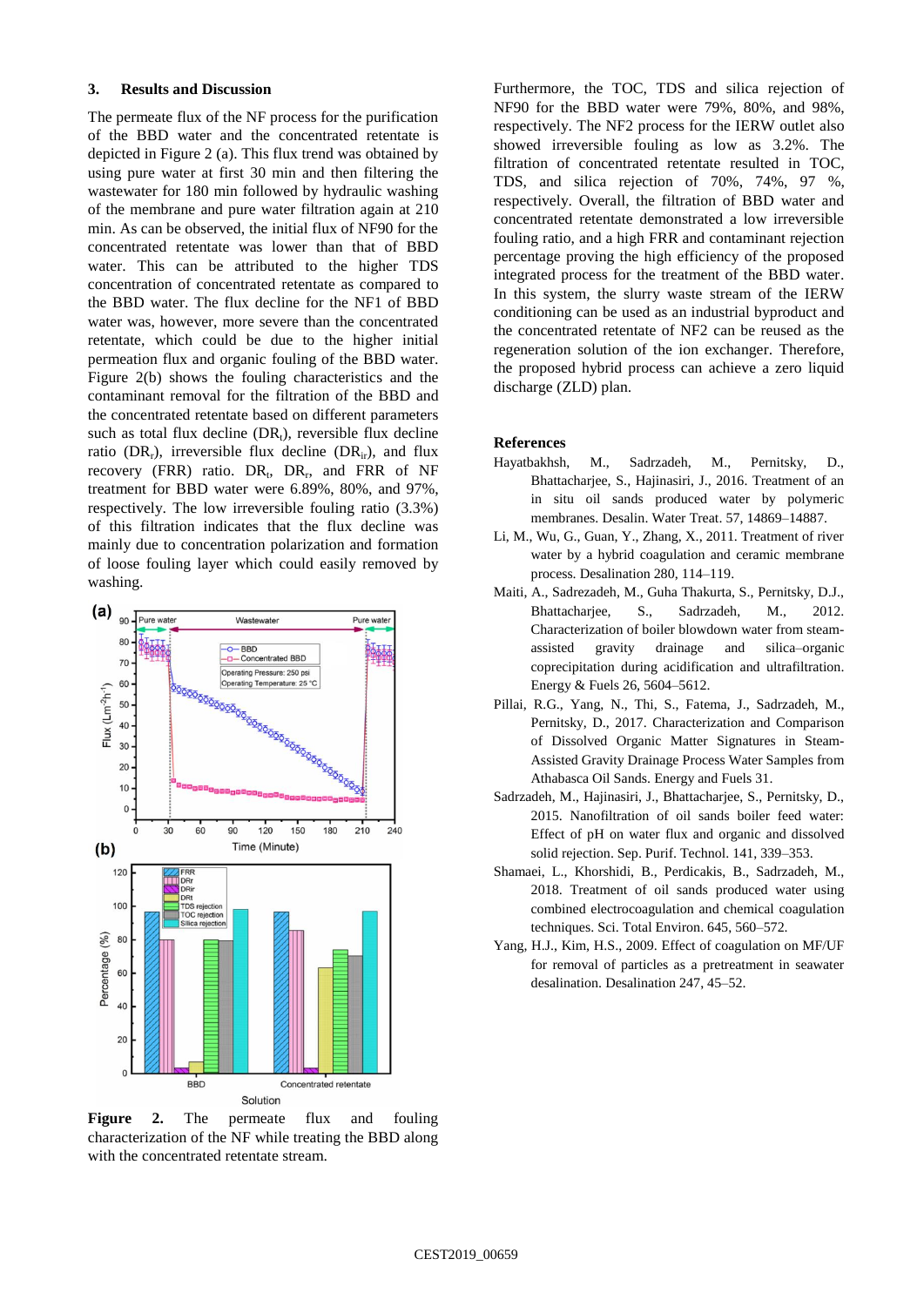## 3. Results and Discussion

The permeate flux of the NF process for the purification of the BBD water and the concentrated retentate is depicted in Figure 2 (a). This flux trend was obtained by using pure water at first 30 min and then filtering the wastewater for 180 min followed by hydraulic washing of the membrane and pure water filtration again at 210 min. As can be observed, the initial flux of NF90 for the concentrated retentate was lower than that of BBD water. This can be attributed to the higher TDS concentration of concentrated retentate as compared to the BBD water. The flux decline for the NF1 of BBD water was, however, more severe than the concentrated retentate, which could be due to the higher initial permeation flux and organic fouling of the BBD water. Figure 2(b) shows the fouling characteristics and the contaminant removal for the filtration of the BBD and the concentrated retentate based on different parameters such as total flux decline ($DR_t$), reversible flux decline ratio ($DR_r$), irreversible flux decline ($DR_{ir}$), and flux recovery (FRR) ratio. $DR_t$, $DR_r$, and FRR of NF treatment for BBD water were 6.89%, 80%, and 97%, respectively. The low irreversible fouling ratio (3.3%) of this filtration indicates that the flux decline was mainly due to concentration polarization and formation of loose fouling layer which could easily removed by washing.

(a)
Pure water
Wastewater
Pure water
BBD
Concentrated BBD
Operating Pressure: 250 psi
Operating Temperature: 25 °C
Flux ($Lm^{-2}h^{-1}$)
0 10 20 30 40 50 60 70 80 90
0 30 60 90 120 150 180 210 240
Time (Minute)

(b)
FRR
DRr
DRir
DRt
TDS rejection
TOC rejection
Silica rejection
Percentage (%)
0 20 40 60 80 100 120
BBD
Concentrated retentate
Solution

**Figure 2.** The permeate flux and fouling characterization of the NF while treating the BBD along with the concentrated retentate stream.

Furthermore, the TOC, TDS and silica rejection of NF90 for the BBD water were 79%, 80%, and 98%, respectively. The NF2 process for the IERW outlet also showed irreversible fouling as low as 3.2%. The filtration of concentrated retentate resulted in TOC, TDS, and silica rejection of 70%, 74%, 97 %, respectively. Overall, the filtration of BBD water and concentrated retentate demonstrated a low irreversible fouling ratio, and a high FRR and contaminant rejection percentage proving the high efficiency of the proposed integrated process for the treatment of the BBD water. In this system, the slurry waste stream of the IERW conditioning can be used as an industrial byproduct and the concentrated retentate of NF2 can be reused as the regeneration solution of the ion exchanger. Therefore, the proposed hybrid process can achieve a zero liquid discharge (ZLD) plan.

## References

Hayatbakhsh, M., Sadrzadeh, M., Pernitsky, D., Bhattacharjee, S., Hajinasiri, J., 2016. Treatment of an in situ oil sands produced water by polymeric membranes. Desalin. Water Treat. 57, 14869–14887.

Li, M., Wu, G., Guan, Y., Zhang, X., 2011. Treatment of river water by a hybrid coagulation and ceramic membrane process. Desalination 280, 114–119.

Maiti, A., Sadrezadeh, M., Guha Thakurta, S., Pernitsky, D.J., Bhattacharjee, S., Sadrzadeh, M., 2012. Characterization of boiler blowdown water from steam-assisted gravity drainage and silica–organic coprecipitation during acidification and ultrafiltration. Energy & Fuels 26, 5604–5612.

Pillai, R.G., Yang, N., Thi, S., Fatema, J., Sadrzadeh, M., Pernitsky, D., 2017. Characterization and Comparison of Dissolved Organic Matter Signatures in Steam-Assisted Gravity Drainage Process Water Samples from Athabasca Oil Sands. Energy and Fuels 31.

Sadrzadeh, M., Hajinasiri, J., Bhattacharjee, S., Pernitsky, D., 2015. Nanofiltration of oil sands boiler feed water: Effect of pH on water flux and organic and dissolved solid rejection. Sep. Purif. Technol. 141, 339–353.

Shamaei, L., Khorshidi, B., Perdicakis, B., Sadrzadeh, M., 2018. Treatment of oil sands produced water using combined electrocoagulation and chemical coagulation techniques. Sci. Total Environ. 645, 560–572.

Yang, H.J., Kim, H.S., 2009. Effect of coagulation on MF/UF for removal of particles as a pretreatment in seawater desalination. Desalination 247, 45–52.